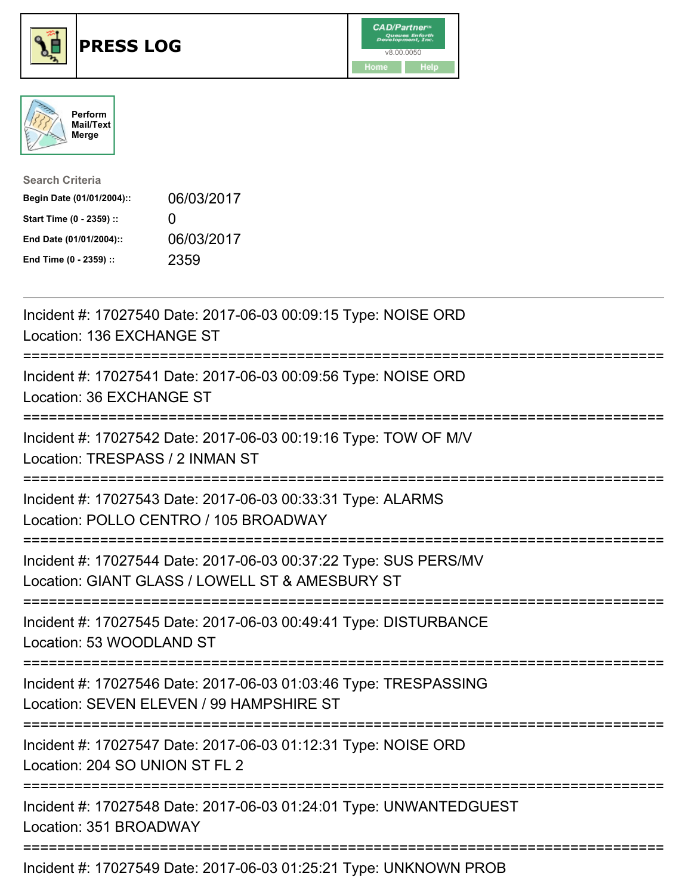# PRESS LOG

Perform Mail/Text Merge

**Search Criteria**

| | |
|---|---|
| Begin Date (01/01/2004):: | 06/03/2017 |
| Start Time (0 - 2359) :: | 0 |
| End Date (01/01/2004):: | 06/03/2017 |
| End Time (0 - 2359) :: | 2359 |

Incident #: 17027540 Date: 2017-06-03 00:09:15 Type: NOISE ORD
Location: 136 EXCHANGE ST

===========================================================================

Incident #: 17027541 Date: 2017-06-03 00:09:56 Type: NOISE ORD
Location: 36 EXCHANGE ST

===========================================================================

Incident #: 17027542 Date: 2017-06-03 00:19:16 Type: TOW OF M/V
Location: TRESPASS / 2 INMAN ST

===========================================================================

Incident #: 17027543 Date: 2017-06-03 00:33:31 Type: ALARMS
Location: POLLO CENTRO / 105 BROADWAY

===========================================================================

Incident #: 17027544 Date: 2017-06-03 00:37:22 Type: SUS PERS/MV
Location: GIANT GLASS / LOWELL ST & AMESBURY ST

===========================================================================

Incident #: 17027545 Date: 2017-06-03 00:49:41 Type: DISTURBANCE
Location: 53 WOODLAND ST

===========================================================================

Incident #: 17027546 Date: 2017-06-03 01:03:46 Type: TRESPASSING
Location: SEVEN ELEVEN / 99 HAMPSHIRE ST

===========================================================================

Incident #: 17027547 Date: 2017-06-03 01:12:31 Type: NOISE ORD
Location: 204 SO UNION ST FL 2

===========================================================================

Incident #: 17027548 Date: 2017-06-03 01:24:01 Type: UNWANTEDGUEST
Location: 351 BROADWAY

===========================================================================

Incident #: 17027549 Date: 2017-06-03 01:25:21 Type: UNKNOWN PROB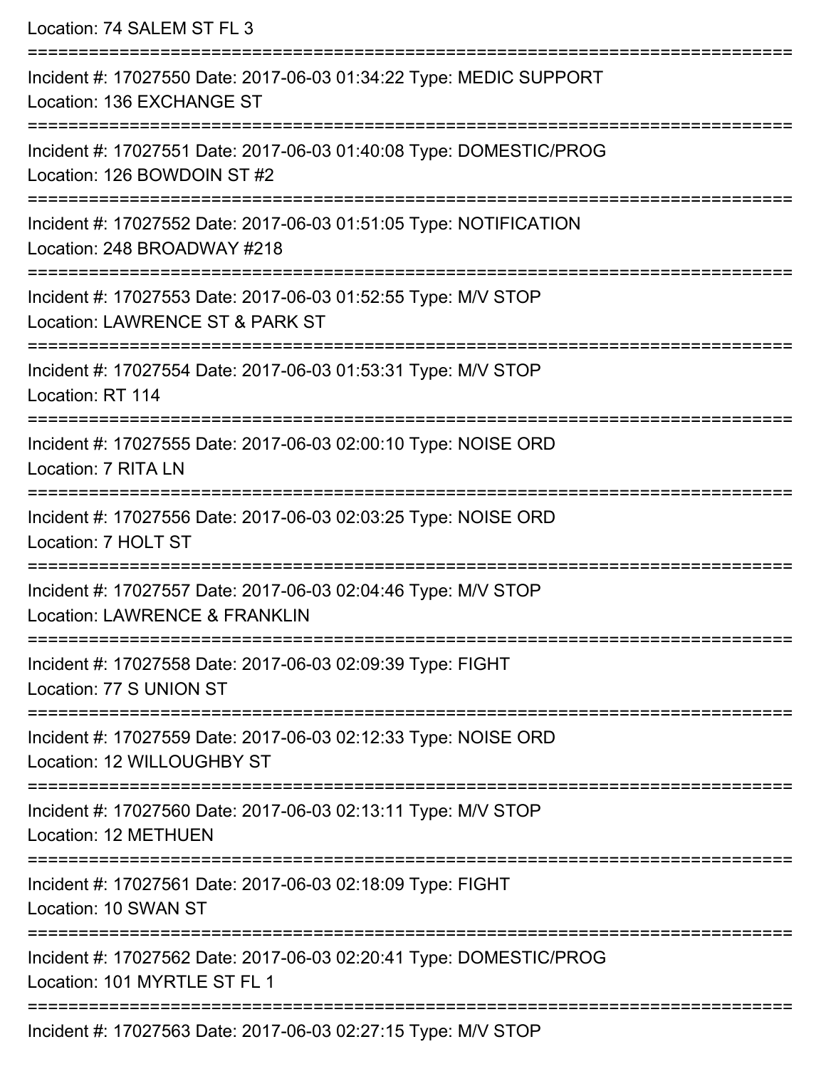Location: 74 SALEM ST FL 3

===========================================================================

Incident #: 17027550 Date: 2017-06-03 01:34:22 Type: MEDIC SUPPORT
Location: 136 EXCHANGE ST

===========================================================================

Incident #: 17027551 Date: 2017-06-03 01:40:08 Type: DOMESTIC/PROG
Location: 126 BOWDOIN ST #2

===========================================================================

Incident #: 17027552 Date: 2017-06-03 01:51:05 Type: NOTIFICATION
Location: 248 BROADWAY #218

===========================================================================

Incident #: 17027553 Date: 2017-06-03 01:52:55 Type: M/V STOP
Location: LAWRENCE ST & PARK ST

===========================================================================

Incident #: 17027554 Date: 2017-06-03 01:53:31 Type: M/V STOP
Location: RT 114

===========================================================================

Incident #: 17027555 Date: 2017-06-03 02:00:10 Type: NOISE ORD
Location: 7 RITA LN

===========================================================================

Incident #: 17027556 Date: 2017-06-03 02:03:25 Type: NOISE ORD
Location: 7 HOLT ST

===========================================================================

Incident #: 17027557 Date: 2017-06-03 02:04:46 Type: M/V STOP
Location: LAWRENCE & FRANKLIN

===========================================================================

Incident #: 17027558 Date: 2017-06-03 02:09:39 Type: FIGHT
Location: 77 S UNION ST

===========================================================================

Incident #: 17027559 Date: 2017-06-03 02:12:33 Type: NOISE ORD
Location: 12 WILLOUGHBY ST

===========================================================================

Incident #: 17027560 Date: 2017-06-03 02:13:11 Type: M/V STOP
Location: 12 METHUEN

===========================================================================

Incident #: 17027561 Date: 2017-06-03 02:18:09 Type: FIGHT
Location: 10 SWAN ST

===========================================================================

Incident #: 17027562 Date: 2017-06-03 02:20:41 Type: DOMESTIC/PROG
Location: 101 MYRTLE ST FL 1

===========================================================================

Incident #: 17027563 Date: 2017-06-03 02:27:15 Type: M/V STOP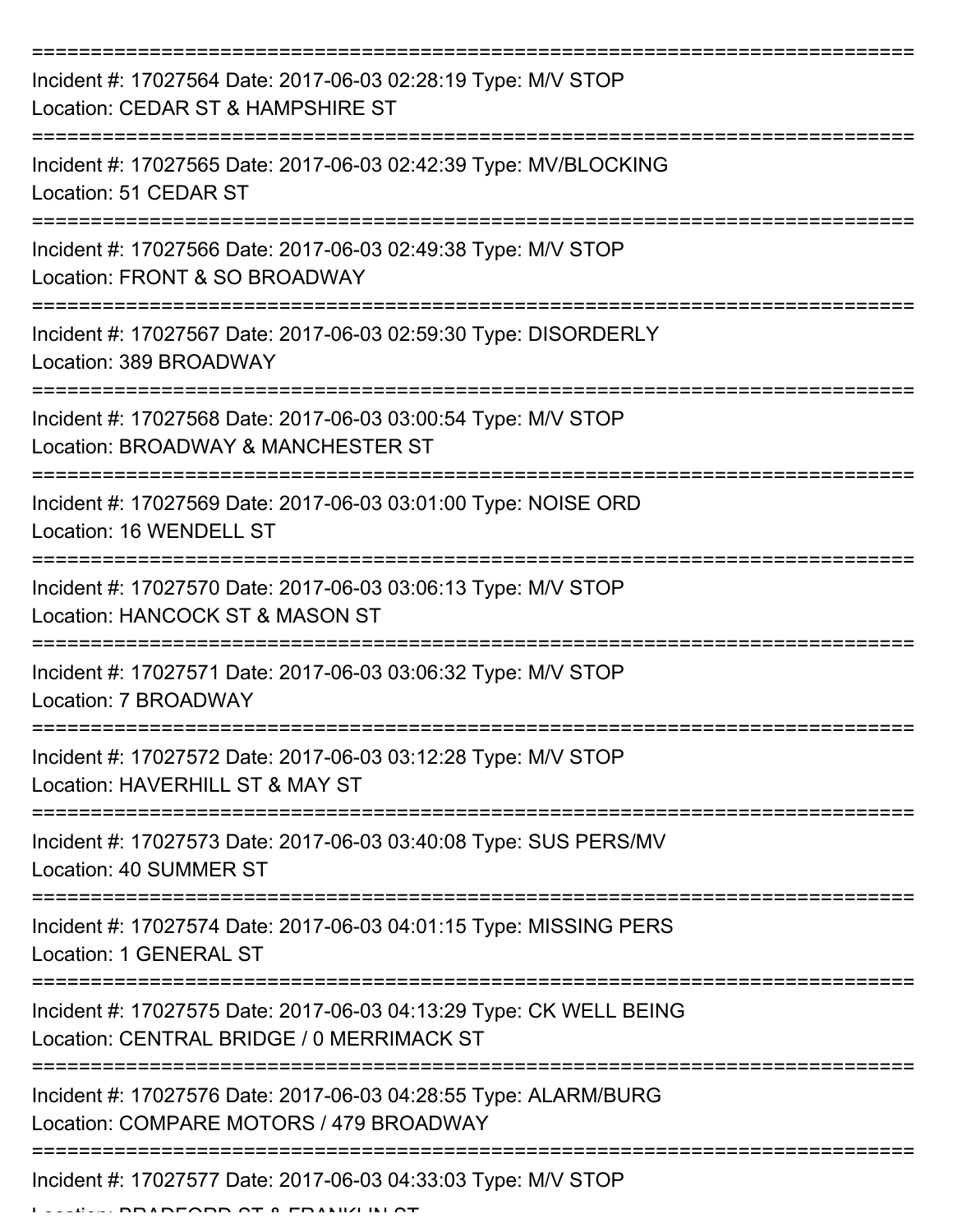===========================================================================

Incident #: 17027564 Date: 2017-06-03 02:28:19 Type: M/V STOP

Location: CEDAR ST & HAMPSHIRE ST

===========================================================================

Incident #: 17027565 Date: 2017-06-03 02:42:39 Type: MV/BLOCKING

Location: 51 CEDAR ST

===========================================================================

Incident #: 17027566 Date: 2017-06-03 02:49:38 Type: M/V STOP

Location: FRONT & SO BROADWAY

===========================================================================

Incident #: 17027567 Date: 2017-06-03 02:59:30 Type: DISORDERLY

Location: 389 BROADWAY

===========================================================================

Incident #: 17027568 Date: 2017-06-03 03:00:54 Type: M/V STOP

Location: BROADWAY & MANCHESTER ST

===========================================================================

Incident #: 17027569 Date: 2017-06-03 03:01:00 Type: NOISE ORD

Location: 16 WENDELL ST

===========================================================================

Incident #: 17027570 Date: 2017-06-03 03:06:13 Type: M/V STOP

Location: HANCOCK ST & MASON ST

===========================================================================

Incident #: 17027571 Date: 2017-06-03 03:06:32 Type: M/V STOP

Location: 7 BROADWAY

===========================================================================

Incident #: 17027572 Date: 2017-06-03 03:12:28 Type: M/V STOP

Location: HAVERHILL ST & MAY ST

===========================================================================

Incident #: 17027573 Date: 2017-06-03 03:40:08 Type: SUS PERS/MV

Location: 40 SUMMER ST

===========================================================================

Incident #: 17027574 Date: 2017-06-03 04:01:15 Type: MISSING PERS

Location: 1 GENERAL ST

===========================================================================

Incident #: 17027575 Date: 2017-06-03 04:13:29 Type: CK WELL BEING

Location: CENTRAL BRIDGE / 0 MERRIMACK ST

===========================================================================

Incident #: 17027576 Date: 2017-06-03 04:28:55 Type: ALARM/BURG

Location: COMPARE MOTORS / 479 BROADWAY

===========================================================================

Incident #: 17027577 Date: 2017-06-03 04:33:03 Type: M/V STOP

Location: BRADFORD ST & FRANKLIN ST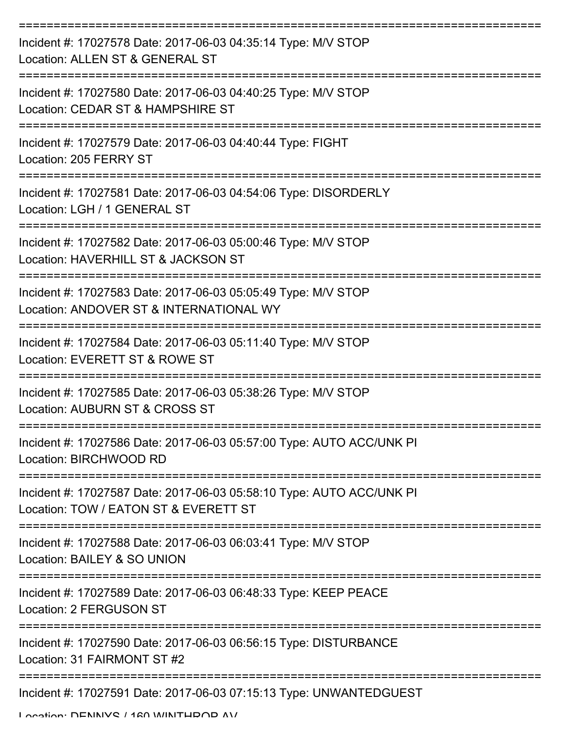===========================================================================
Incident #: 17027578 Date: 2017-06-03 04:35:14 Type: M/V STOP
Location: ALLEN ST & GENERAL ST
===========================================================================
Incident #: 17027580 Date: 2017-06-03 04:40:25 Type: M/V STOP
Location: CEDAR ST & HAMPSHIRE ST
===========================================================================
Incident #: 17027579 Date: 2017-06-03 04:40:44 Type: FIGHT
Location: 205 FERRY ST
===========================================================================
Incident #: 17027581 Date: 2017-06-03 04:54:06 Type: DISORDERLY
Location: LGH / 1 GENERAL ST
===========================================================================
Incident #: 17027582 Date: 2017-06-03 05:00:46 Type: M/V STOP
Location: HAVERHILL ST & JACKSON ST
===========================================================================
Incident #: 17027583 Date: 2017-06-03 05:05:49 Type: M/V STOP
Location: ANDOVER ST & INTERNATIONAL WY
===========================================================================
Incident #: 17027584 Date: 2017-06-03 05:11:40 Type: M/V STOP
Location: EVERETT ST & ROWE ST
===========================================================================
Incident #: 17027585 Date: 2017-06-03 05:38:26 Type: M/V STOP
Location: AUBURN ST & CROSS ST
===========================================================================
Incident #: 17027586 Date: 2017-06-03 05:57:00 Type: AUTO ACC/UNK PI
Location: BIRCHWOOD RD
===========================================================================
Incident #: 17027587 Date: 2017-06-03 05:58:10 Type: AUTO ACC/UNK PI
Location: TOW / EATON ST & EVERETT ST
===========================================================================
Incident #: 17027588 Date: 2017-06-03 06:03:41 Type: M/V STOP
Location: BAILEY & SO UNION
===========================================================================
Incident #: 17027589 Date: 2017-06-03 06:48:33 Type: KEEP PEACE
Location: 2 FERGUSON ST
===========================================================================
Incident #: 17027590 Date: 2017-06-03 06:56:15 Type: DISTURBANCE
Location: 31 FAIRMONT ST #2
===========================================================================
Incident #: 17027591 Date: 2017-06-03 07:15:13 Type: UNWANTEDGUEST
Location: DENNYS / 160 WINTHROP AV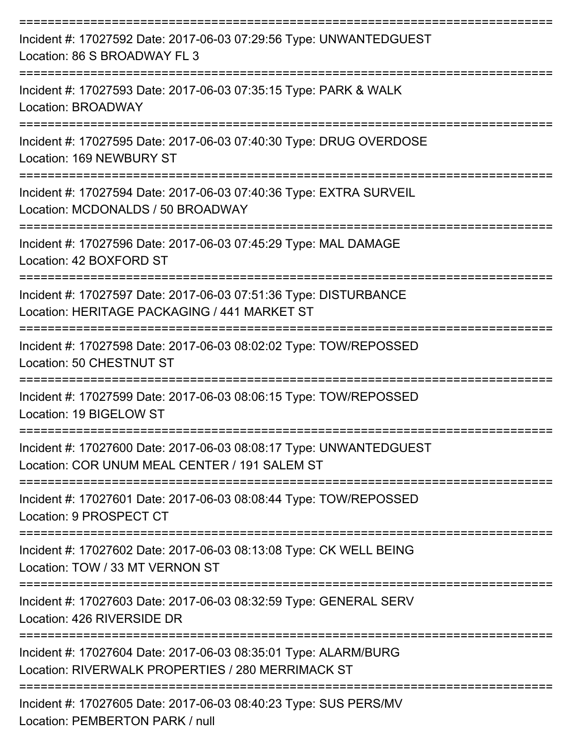===========================================================================
Incident #: 17027592 Date: 2017-06-03 07:29:56 Type: UNWANTEDGUEST
Location: 86 S BROADWAY FL 3

===========================================================================
Incident #: 17027593 Date: 2017-06-03 07:35:15 Type: PARK & WALK
Location: BROADWAY

===========================================================================
Incident #: 17027595 Date: 2017-06-03 07:40:30 Type: DRUG OVERDOSE
Location: 169 NEWBURY ST

===========================================================================
Incident #: 17027594 Date: 2017-06-03 07:40:36 Type: EXTRA SURVEIL
Location: MCDONALDS / 50 BROADWAY

===========================================================================
Incident #: 17027596 Date: 2017-06-03 07:45:29 Type: MAL DAMAGE
Location: 42 BOXFORD ST

===========================================================================
Incident #: 17027597 Date: 2017-06-03 07:51:36 Type: DISTURBANCE
Location: HERITAGE PACKAGING / 441 MARKET ST

===========================================================================
Incident #: 17027598 Date: 2017-06-03 08:02:02 Type: TOW/REPOSSED
Location: 50 CHESTNUT ST

===========================================================================
Incident #: 17027599 Date: 2017-06-03 08:06:15 Type: TOW/REPOSSED
Location: 19 BIGELOW ST

===========================================================================
Incident #: 17027600 Date: 2017-06-03 08:08:17 Type: UNWANTEDGUEST
Location: COR UNUM MEAL CENTER / 191 SALEM ST

===========================================================================
Incident #: 17027601 Date: 2017-06-03 08:08:44 Type: TOW/REPOSSED
Location: 9 PROSPECT CT

===========================================================================
Incident #: 17027602 Date: 2017-06-03 08:13:08 Type: CK WELL BEING
Location: TOW / 33 MT VERNON ST

===========================================================================
Incident #: 17027603 Date: 2017-06-03 08:32:59 Type: GENERAL SERV
Location: 426 RIVERSIDE DR

===========================================================================
Incident #: 17027604 Date: 2017-06-03 08:35:01 Type: ALARM/BURG
Location: RIVERWALK PROPERTIES / 280 MERRIMACK ST

===========================================================================
Incident #: 17027605 Date: 2017-06-03 08:40:23 Type: SUS PERS/MV
Location: PEMBERTON PARK / null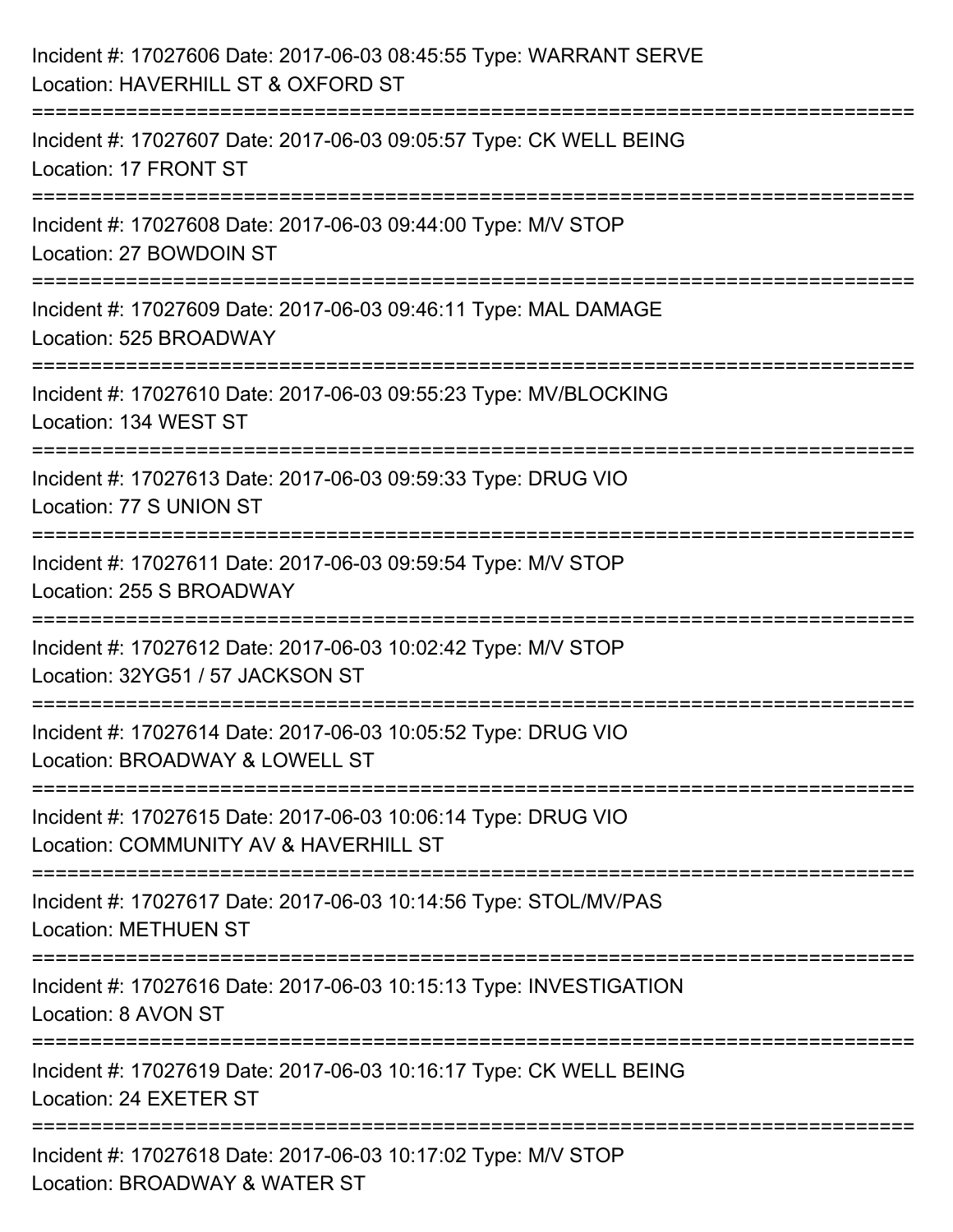Incident #: 17027606 Date: 2017-06-03 08:45:55 Type: WARRANT SERVE
Location: HAVERHILL ST & OXFORD ST

===========================================================================

Incident #: 17027607 Date: 2017-06-03 09:05:57 Type: CK WELL BEING
Location: 17 FRONT ST

===========================================================================

Incident #: 17027608 Date: 2017-06-03 09:44:00 Type: M/V STOP
Location: 27 BOWDOIN ST

===========================================================================

Incident #: 17027609 Date: 2017-06-03 09:46:11 Type: MAL DAMAGE
Location: 525 BROADWAY

===========================================================================

Incident #: 17027610 Date: 2017-06-03 09:55:23 Type: MV/BLOCKING
Location: 134 WEST ST

===========================================================================

Incident #: 17027613 Date: 2017-06-03 09:59:33 Type: DRUG VIO
Location: 77 S UNION ST

===========================================================================

Incident #: 17027611 Date: 2017-06-03 09:59:54 Type: M/V STOP
Location: 255 S BROADWAY

===========================================================================

Incident #: 17027612 Date: 2017-06-03 10:02:42 Type: M/V STOP
Location: 32YG51 / 57 JACKSON ST

===========================================================================

Incident #: 17027614 Date: 2017-06-03 10:05:52 Type: DRUG VIO
Location: BROADWAY & LOWELL ST

===========================================================================

Incident #: 17027615 Date: 2017-06-03 10:06:14 Type: DRUG VIO
Location: COMMUNITY AV & HAVERHILL ST

===========================================================================

Incident #: 17027617 Date: 2017-06-03 10:14:56 Type: STOL/MV/PAS
Location: METHUEN ST

===========================================================================

Incident #: 17027616 Date: 2017-06-03 10:15:13 Type: INVESTIGATION
Location: 8 AVON ST

===========================================================================

Incident #: 17027619 Date: 2017-06-03 10:16:17 Type: CK WELL BEING
Location: 24 EXETER ST

===========================================================================

Incident #: 17027618 Date: 2017-06-03 10:17:02 Type: M/V STOP
Location: BROADWAY & WATER ST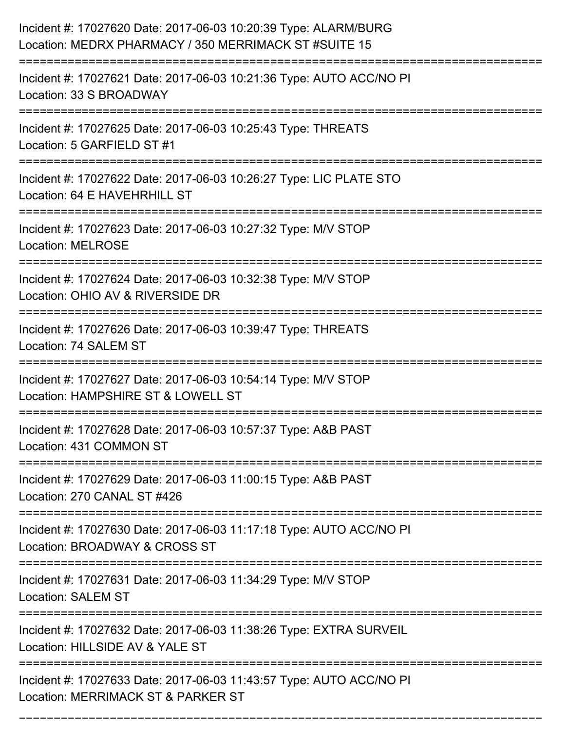Incident #: 17027620 Date: 2017-06-03 10:20:39 Type: ALARM/BURG
Location: MEDRX PHARMACY / 350 MERRIMACK ST #SUITE 15

===========================================================================

Incident #: 17027621 Date: 2017-06-03 10:21:36 Type: AUTO ACC/NO PI
Location: 33 S BROADWAY

===========================================================================

Incident #: 17027625 Date: 2017-06-03 10:25:43 Type: THREATS
Location: 5 GARFIELD ST #1

===========================================================================

Incident #: 17027622 Date: 2017-06-03 10:26:27 Type: LIC PLATE STO
Location: 64 E HAVEHRHILL ST

===========================================================================

Incident #: 17027623 Date: 2017-06-03 10:27:32 Type: M/V STOP
Location: MELROSE

===========================================================================

Incident #: 17027624 Date: 2017-06-03 10:32:38 Type: M/V STOP
Location: OHIO AV & RIVERSIDE DR

===========================================================================

Incident #: 17027626 Date: 2017-06-03 10:39:47 Type: THREATS
Location: 74 SALEM ST

===========================================================================

Incident #: 17027627 Date: 2017-06-03 10:54:14 Type: M/V STOP
Location: HAMPSHIRE ST & LOWELL ST

===========================================================================

Incident #: 17027628 Date: 2017-06-03 10:57:37 Type: A&B PAST
Location: 431 COMMON ST

===========================================================================

Incident #: 17027629 Date: 2017-06-03 11:00:15 Type: A&B PAST
Location: 270 CANAL ST #426

===========================================================================

Incident #: 17027630 Date: 2017-06-03 11:17:18 Type: AUTO ACC/NO PI
Location: BROADWAY & CROSS ST

===========================================================================

Incident #: 17027631 Date: 2017-06-03 11:34:29 Type: M/V STOP
Location: SALEM ST

===========================================================================

Incident #: 17027632 Date: 2017-06-03 11:38:26 Type: EXTRA SURVEIL
Location: HILLSIDE AV & YALE ST

===========================================================================

Incident #: 17027633 Date: 2017-06-03 11:43:57 Type: AUTO ACC/NO PI
Location: MERRIMACK ST & PARKER ST

===========================================================================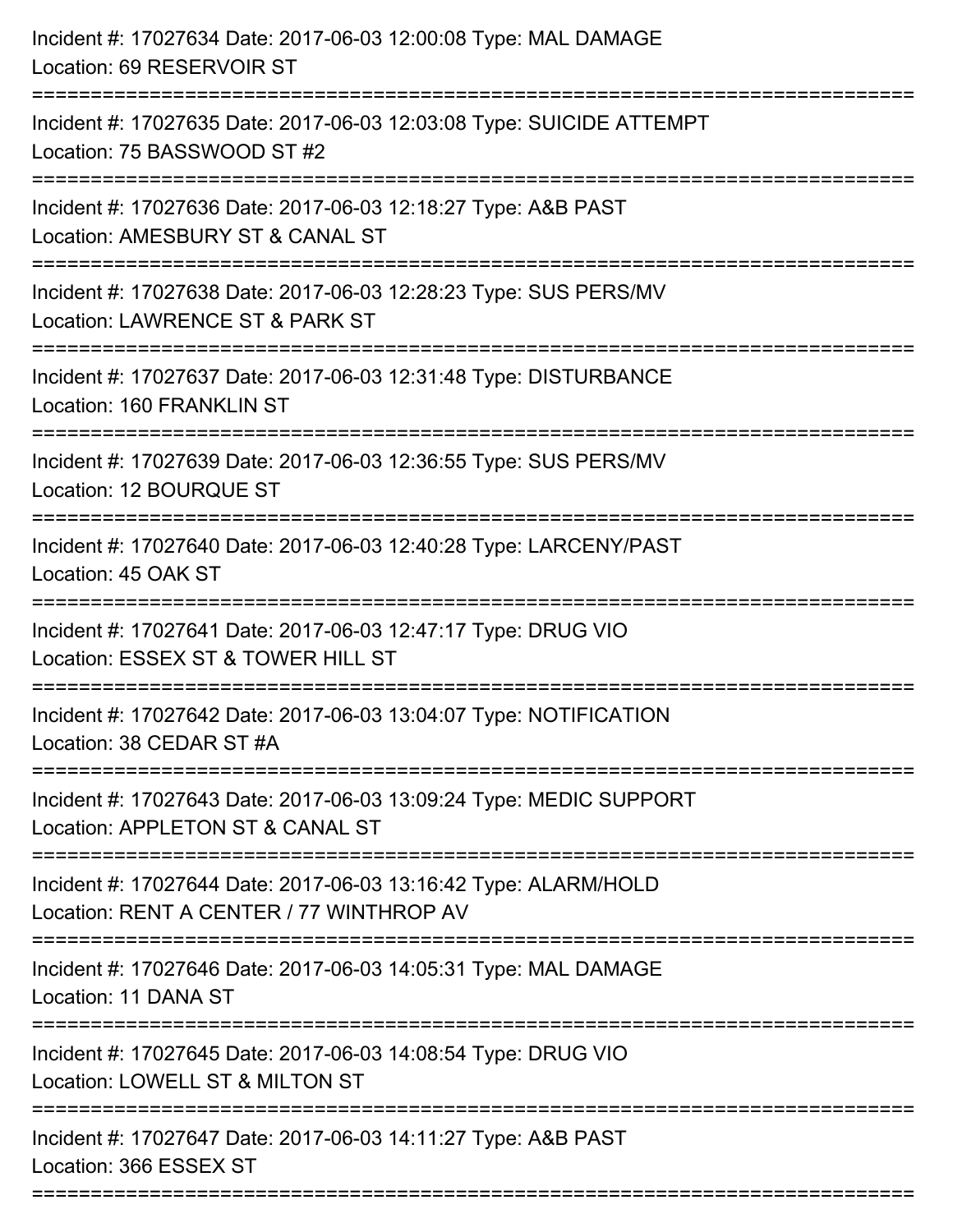Incident #: 17027634 Date: 2017-06-03 12:00:08 Type: MAL DAMAGE
Location: 69 RESERVOIR ST

===========================================================================

Incident #: 17027635 Date: 2017-06-03 12:03:08 Type: SUICIDE ATTEMPT
Location: 75 BASSWOOD ST #2

===========================================================================

Incident #: 17027636 Date: 2017-06-03 12:18:27 Type: A&B PAST
Location: AMESBURY ST & CANAL ST

===========================================================================

Incident #: 17027638 Date: 2017-06-03 12:28:23 Type: SUS PERS/MV
Location: LAWRENCE ST & PARK ST

===========================================================================

Incident #: 17027637 Date: 2017-06-03 12:31:48 Type: DISTURBANCE
Location: 160 FRANKLIN ST

===========================================================================

Incident #: 17027639 Date: 2017-06-03 12:36:55 Type: SUS PERS/MV
Location: 12 BOURQUE ST

===========================================================================

Incident #: 17027640 Date: 2017-06-03 12:40:28 Type: LARCENY/PAST
Location: 45 OAK ST

===========================================================================

Incident #: 17027641 Date: 2017-06-03 12:47:17 Type: DRUG VIO
Location: ESSEX ST & TOWER HILL ST

===========================================================================

Incident #: 17027642 Date: 2017-06-03 13:04:07 Type: NOTIFICATION
Location: 38 CEDAR ST #A

===========================================================================

Incident #: 17027643 Date: 2017-06-03 13:09:24 Type: MEDIC SUPPORT
Location: APPLETON ST & CANAL ST

===========================================================================

Incident #: 17027644 Date: 2017-06-03 13:16:42 Type: ALARM/HOLD
Location: RENT A CENTER / 77 WINTHROP AV

===========================================================================

Incident #: 17027646 Date: 2017-06-03 14:05:31 Type: MAL DAMAGE
Location: 11 DANA ST

===========================================================================

Incident #: 17027645 Date: 2017-06-03 14:08:54 Type: DRUG VIO
Location: LOWELL ST & MILTON ST

===========================================================================

Incident #: 17027647 Date: 2017-06-03 14:11:27 Type: A&B PAST
Location: 366 ESSEX ST

===========================================================================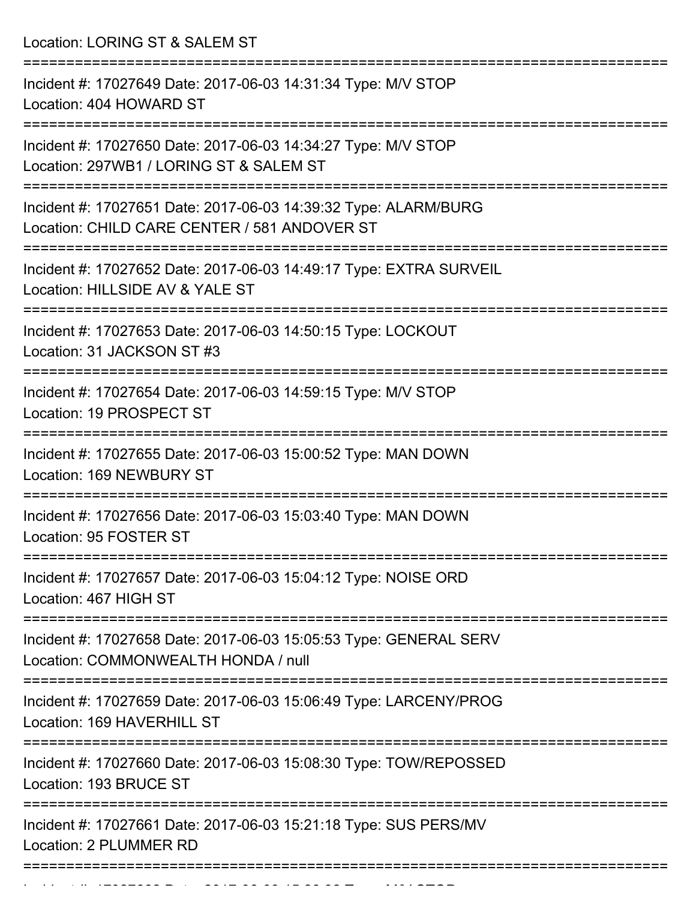Location: LORING ST & SALEM ST

===========================================================================

Incident #: 17027649 Date: 2017-06-03 14:31:34 Type: M/V STOP
Location: 404 HOWARD ST

===========================================================================

Incident #: 17027650 Date: 2017-06-03 14:34:27 Type: M/V STOP
Location: 297WB1 / LORING ST & SALEM ST

===========================================================================

Incident #: 17027651 Date: 2017-06-03 14:39:32 Type: ALARM/BURG
Location: CHILD CARE CENTER / 581 ANDOVER ST

===========================================================================

Incident #: 17027652 Date: 2017-06-03 14:49:17 Type: EXTRA SURVEIL
Location: HILLSIDE AV & YALE ST

===========================================================================

Incident #: 17027653 Date: 2017-06-03 14:50:15 Type: LOCKOUT
Location: 31 JACKSON ST #3

===========================================================================

Incident #: 17027654 Date: 2017-06-03 14:59:15 Type: M/V STOP
Location: 19 PROSPECT ST

===========================================================================

Incident #: 17027655 Date: 2017-06-03 15:00:52 Type: MAN DOWN
Location: 169 NEWBURY ST

===========================================================================

Incident #: 17027656 Date: 2017-06-03 15:03:40 Type: MAN DOWN
Location: 95 FOSTER ST

===========================================================================

Incident #: 17027657 Date: 2017-06-03 15:04:12 Type: NOISE ORD
Location: 467 HIGH ST

===========================================================================

Incident #: 17027658 Date: 2017-06-03 15:05:53 Type: GENERAL SERV
Location: COMMONWEALTH HONDA / null

===========================================================================

Incident #: 17027659 Date: 2017-06-03 15:06:49 Type: LARCENY/PROG
Location: 169 HAVERHILL ST

===========================================================================

Incident #: 17027660 Date: 2017-06-03 15:08:30 Type: TOW/REPOSSED
Location: 193 BRUCE ST

===========================================================================

Incident #: 17027661 Date: 2017-06-03 15:21:18 Type: SUS PERS/MV
Location: 2 PLUMMER RD

===========================================================================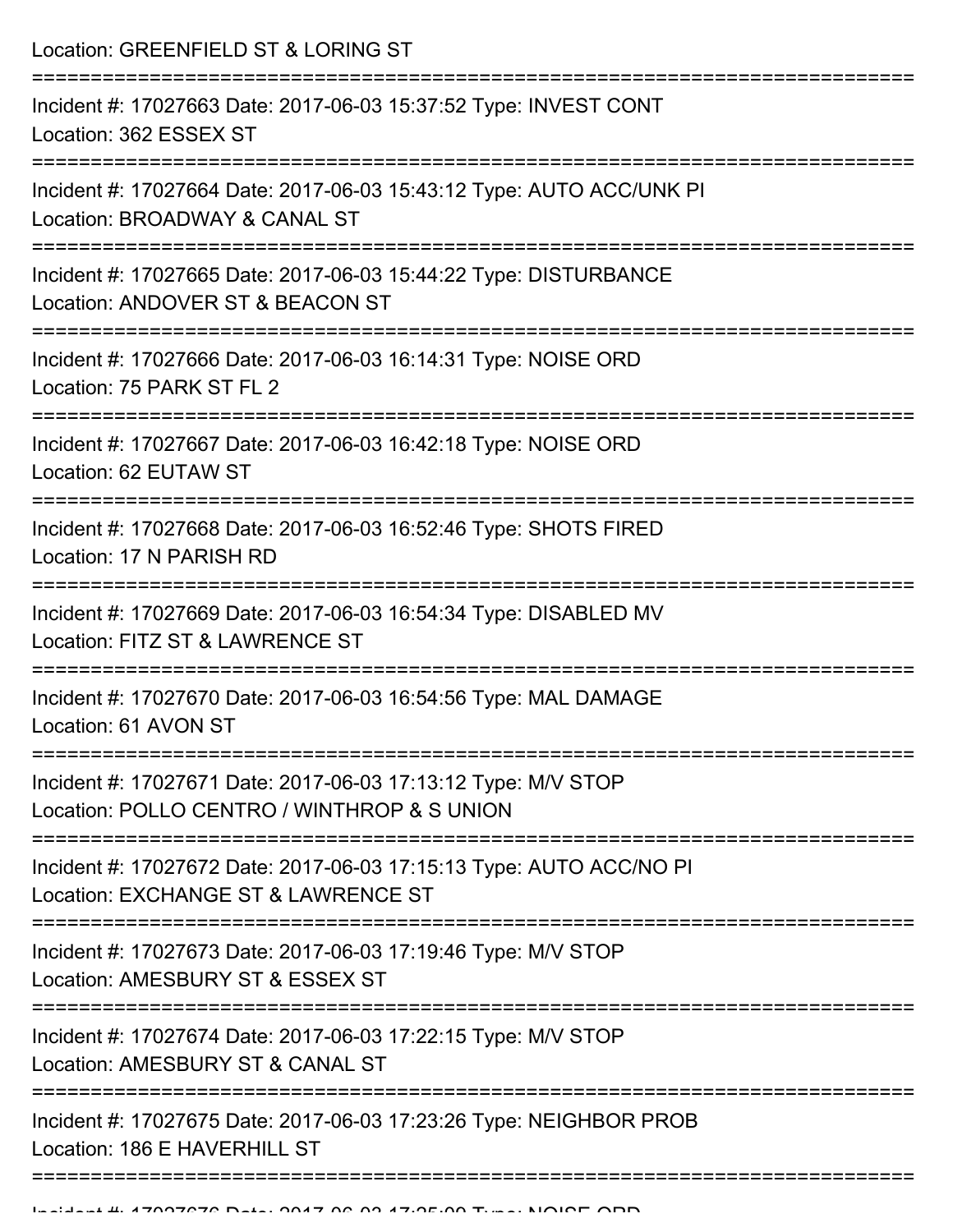Location: GREENFIELD ST & LORING ST

===========================================================================

Incident #: 17027663 Date: 2017-06-03 15:37:52 Type: INVEST CONT
Location: 362 ESSEX ST

===========================================================================

Incident #: 17027664 Date: 2017-06-03 15:43:12 Type: AUTO ACC/UNK PI
Location: BROADWAY & CANAL ST

===========================================================================

Incident #: 17027665 Date: 2017-06-03 15:44:22 Type: DISTURBANCE
Location: ANDOVER ST & BEACON ST

===========================================================================

Incident #: 17027666 Date: 2017-06-03 16:14:31 Type: NOISE ORD
Location: 75 PARK ST FL 2

===========================================================================

Incident #: 17027667 Date: 2017-06-03 16:42:18 Type: NOISE ORD
Location: 62 EUTAW ST

===========================================================================

Incident #: 17027668 Date: 2017-06-03 16:52:46 Type: SHOTS FIRED
Location: 17 N PARISH RD

===========================================================================

Incident #: 17027669 Date: 2017-06-03 16:54:34 Type: DISABLED MV
Location: FITZ ST & LAWRENCE ST

===========================================================================

Incident #: 17027670 Date: 2017-06-03 16:54:56 Type: MAL DAMAGE
Location: 61 AVON ST

===========================================================================

Incident #: 17027671 Date: 2017-06-03 17:13:12 Type: M/V STOP
Location: POLLO CENTRO / WINTHROP & S UNION

===========================================================================

Incident #: 17027672 Date: 2017-06-03 17:15:13 Type: AUTO ACC/NO PI
Location: EXCHANGE ST & LAWRENCE ST

===========================================================================

Incident #: 17027673 Date: 2017-06-03 17:19:46 Type: M/V STOP
Location: AMESBURY ST & ESSEX ST

===========================================================================

Incident #: 17027674 Date: 2017-06-03 17:22:15 Type: M/V STOP
Location: AMESBURY ST & CANAL ST

===========================================================================

Incident #: 17027675 Date: 2017-06-03 17:23:26 Type: NEIGHBOR PROB
Location: 186 E HAVERHILL ST

===========================================================================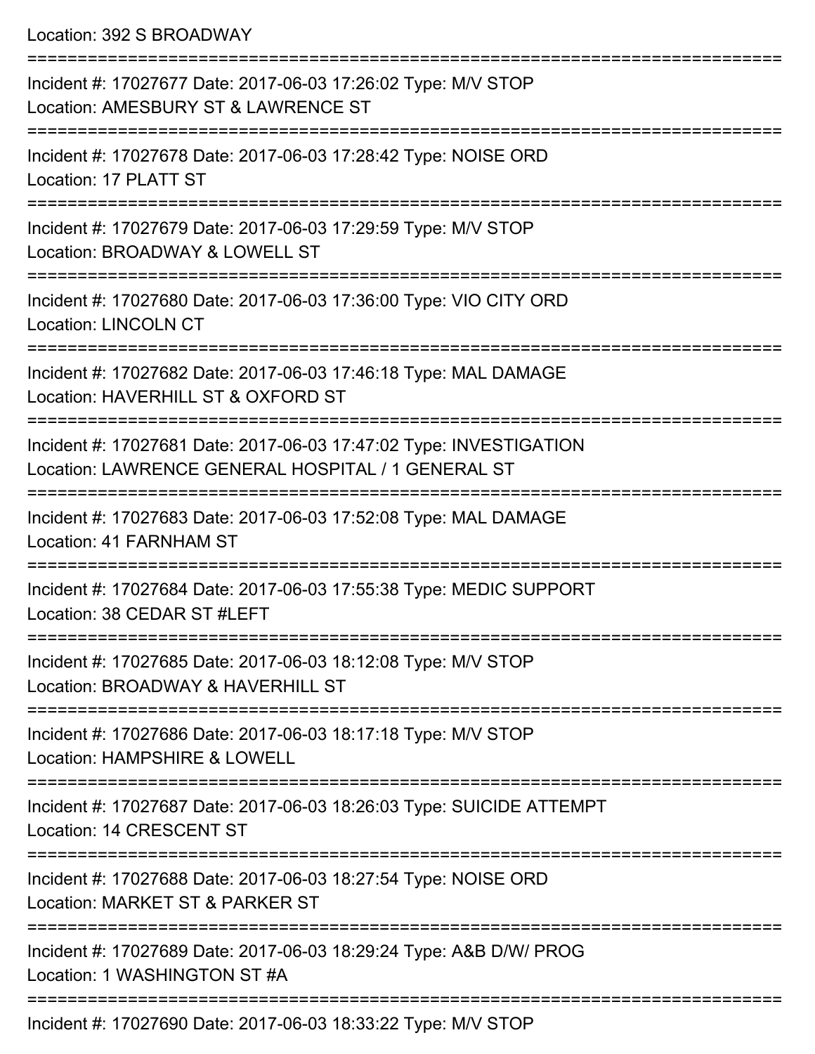Location: 392 S BROADWAY

===========================================================================

Incident #: 17027677 Date: 2017-06-03 17:26:02 Type: M/V STOP
Location: AMESBURY ST & LAWRENCE ST

===========================================================================

Incident #: 17027678 Date: 2017-06-03 17:28:42 Type: NOISE ORD
Location: 17 PLATT ST

===========================================================================

Incident #: 17027679 Date: 2017-06-03 17:29:59 Type: M/V STOP
Location: BROADWAY & LOWELL ST

===========================================================================

Incident #: 17027680 Date: 2017-06-03 17:36:00 Type: VIO CITY ORD
Location: LINCOLN CT

===========================================================================

Incident #: 17027682 Date: 2017-06-03 17:46:18 Type: MAL DAMAGE
Location: HAVERHILL ST & OXFORD ST

===========================================================================

Incident #: 17027681 Date: 2017-06-03 17:47:02 Type: INVESTIGATION
Location: LAWRENCE GENERAL HOSPITAL / 1 GENERAL ST

===========================================================================

Incident #: 17027683 Date: 2017-06-03 17:52:08 Type: MAL DAMAGE
Location: 41 FARNHAM ST

===========================================================================

Incident #: 17027684 Date: 2017-06-03 17:55:38 Type: MEDIC SUPPORT
Location: 38 CEDAR ST #LEFT

===========================================================================

Incident #: 17027685 Date: 2017-06-03 18:12:08 Type: M/V STOP
Location: BROADWAY & HAVERHILL ST

===========================================================================

Incident #: 17027686 Date: 2017-06-03 18:17:18 Type: M/V STOP
Location: HAMPSHIRE & LOWELL

===========================================================================

Incident #: 17027687 Date: 2017-06-03 18:26:03 Type: SUICIDE ATTEMPT
Location: 14 CRESCENT ST

===========================================================================

Incident #: 17027688 Date: 2017-06-03 18:27:54 Type: NOISE ORD
Location: MARKET ST & PARKER ST

===========================================================================

Incident #: 17027689 Date: 2017-06-03 18:29:24 Type: A&B D/W/ PROG
Location: 1 WASHINGTON ST #A

===========================================================================

Incident #: 17027690 Date: 2017-06-03 18:33:22 Type: M/V STOP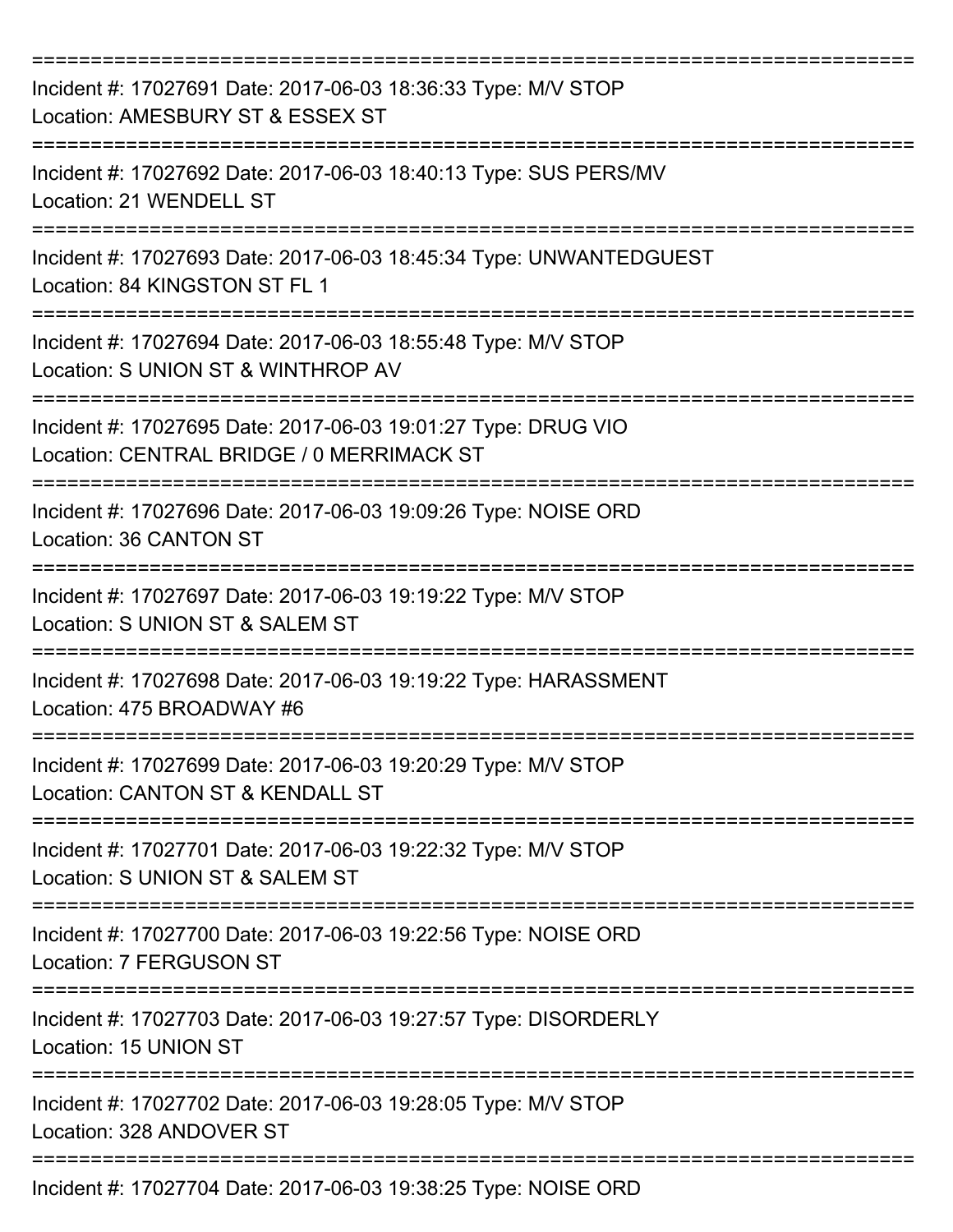===========================================================================

Incident #: 17027691 Date: 2017-06-03 18:36:33 Type: M/V STOP
Location: AMESBURY ST & ESSEX ST

===========================================================================

Incident #: 17027692 Date: 2017-06-03 18:40:13 Type: SUS PERS/MV
Location: 21 WENDELL ST

===========================================================================

Incident #: 17027693 Date: 2017-06-03 18:45:34 Type: UNWANTEDGUEST
Location: 84 KINGSTON ST FL 1

===========================================================================

Incident #: 17027694 Date: 2017-06-03 18:55:48 Type: M/V STOP
Location: S UNION ST & WINTHROP AV

===========================================================================

Incident #: 17027695 Date: 2017-06-03 19:01:27 Type: DRUG VIO
Location: CENTRAL BRIDGE / 0 MERRIMACK ST

===========================================================================

Incident #: 17027696 Date: 2017-06-03 19:09:26 Type: NOISE ORD
Location: 36 CANTON ST

===========================================================================

Incident #: 17027697 Date: 2017-06-03 19:19:22 Type: M/V STOP
Location: S UNION ST & SALEM ST

===========================================================================

Incident #: 17027698 Date: 2017-06-03 19:19:22 Type: HARASSMENT
Location: 475 BROADWAY #6

===========================================================================

Incident #: 17027699 Date: 2017-06-03 19:20:29 Type: M/V STOP
Location: CANTON ST & KENDALL ST

===========================================================================

Incident #: 17027701 Date: 2017-06-03 19:22:32 Type: M/V STOP
Location: S UNION ST & SALEM ST

===========================================================================

Incident #: 17027700 Date: 2017-06-03 19:22:56 Type: NOISE ORD
Location: 7 FERGUSON ST

===========================================================================

Incident #: 17027703 Date: 2017-06-03 19:27:57 Type: DISORDERLY
Location: 15 UNION ST

===========================================================================

Incident #: 17027702 Date: 2017-06-03 19:28:05 Type: M/V STOP
Location: 328 ANDOVER ST

===========================================================================

Incident #: 17027704 Date: 2017-06-03 19:38:25 Type: NOISE ORD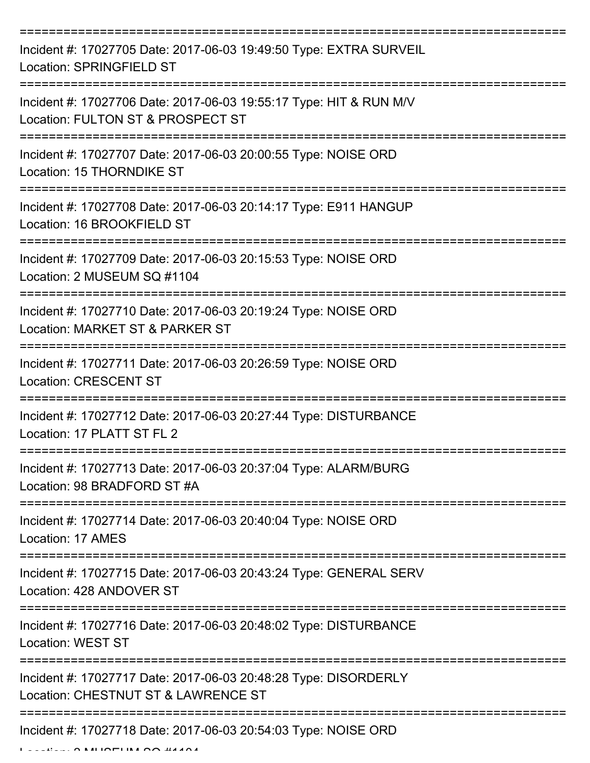===========================================================================

Incident #: 17027705 Date: 2017-06-03 19:49:50 Type: EXTRA SURVEIL
Location: SPRINGFIELD ST

===========================================================================

Incident #: 17027706 Date: 2017-06-03 19:55:17 Type: HIT & RUN M/V
Location: FULTON ST & PROSPECT ST

===========================================================================

Incident #: 17027707 Date: 2017-06-03 20:00:55 Type: NOISE ORD
Location: 15 THORNDIKE ST

===========================================================================

Incident #: 17027708 Date: 2017-06-03 20:14:17 Type: E911 HANGUP
Location: 16 BROOKFIELD ST

===========================================================================

Incident #: 17027709 Date: 2017-06-03 20:15:53 Type: NOISE ORD
Location: 2 MUSEUM SQ #1104

===========================================================================

Incident #: 17027710 Date: 2017-06-03 20:19:24 Type: NOISE ORD
Location: MARKET ST & PARKER ST

===========================================================================

Incident #: 17027711 Date: 2017-06-03 20:26:59 Type: NOISE ORD
Location: CRESCENT ST

===========================================================================

Incident #: 17027712 Date: 2017-06-03 20:27:44 Type: DISTURBANCE
Location: 17 PLATT ST FL 2

===========================================================================

Incident #: 17027713 Date: 2017-06-03 20:37:04 Type: ALARM/BURG
Location: 98 BRADFORD ST #A

===========================================================================

Incident #: 17027714 Date: 2017-06-03 20:40:04 Type: NOISE ORD
Location: 17 AMES

===========================================================================

Incident #: 17027715 Date: 2017-06-03 20:43:24 Type: GENERAL SERV
Location: 428 ANDOVER ST

===========================================================================

Incident #: 17027716 Date: 2017-06-03 20:48:02 Type: DISTURBANCE
Location: WEST ST

===========================================================================

Incident #: 17027717 Date: 2017-06-03 20:48:28 Type: DISORDERLY
Location: CHESTNUT ST & LAWRENCE ST

===========================================================================

Incident #: 17027718 Date: 2017-06-03 20:54:03 Type: NOISE ORD
Location: 2 MUSEUM SQ #1104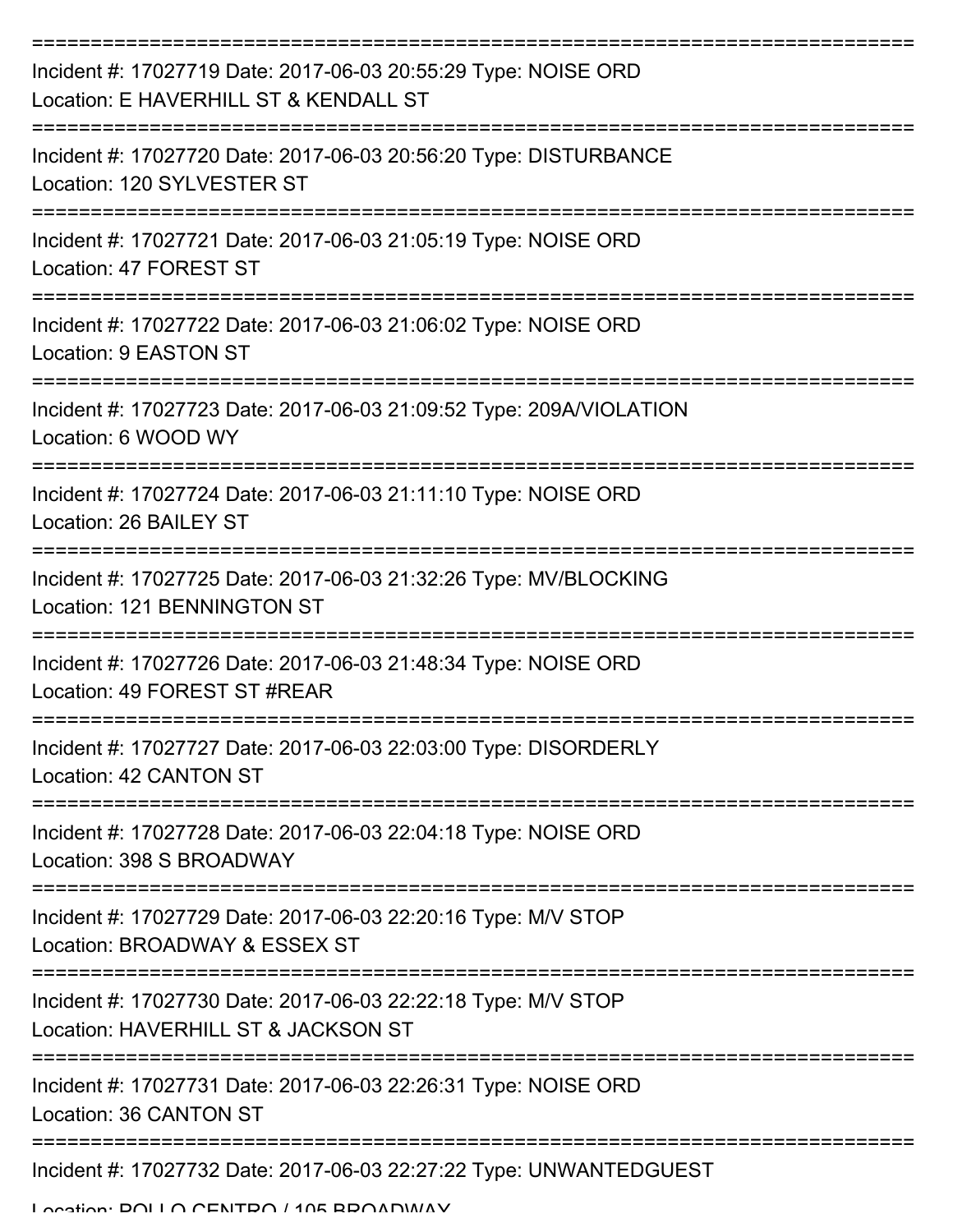===========================================================================
Incident #: 17027719 Date: 2017-06-03 20:55:29 Type: NOISE ORD
Location: E HAVERHILL ST & KENDALL ST
===========================================================================
Incident #: 17027720 Date: 2017-06-03 20:56:20 Type: DISTURBANCE
Location: 120 SYLVESTER ST
===========================================================================
Incident #: 17027721 Date: 2017-06-03 21:05:19 Type: NOISE ORD
Location: 47 FOREST ST
===========================================================================
Incident #: 17027722 Date: 2017-06-03 21:06:02 Type: NOISE ORD
Location: 9 EASTON ST
===========================================================================
Incident #: 17027723 Date: 2017-06-03 21:09:52 Type: 209A/VIOLATION
Location: 6 WOOD WY
===========================================================================
Incident #: 17027724 Date: 2017-06-03 21:11:10 Type: NOISE ORD
Location: 26 BAILEY ST
===========================================================================
Incident #: 17027725 Date: 2017-06-03 21:32:26 Type: MV/BLOCKING
Location: 121 BENNINGTON ST
===========================================================================
Incident #: 17027726 Date: 2017-06-03 21:48:34 Type: NOISE ORD
Location: 49 FOREST ST #REAR
===========================================================================
Incident #: 17027727 Date: 2017-06-03 22:03:00 Type: DISORDERLY
Location: 42 CANTON ST
===========================================================================
Incident #: 17027728 Date: 2017-06-03 22:04:18 Type: NOISE ORD
Location: 398 S BROADWAY
===========================================================================
Incident #: 17027729 Date: 2017-06-03 22:20:16 Type: M/V STOP
Location: BROADWAY & ESSEX ST
===========================================================================
Incident #: 17027730 Date: 2017-06-03 22:22:18 Type: M/V STOP
Location: HAVERHILL ST & JACKSON ST
===========================================================================
Incident #: 17027731 Date: 2017-06-03 22:26:31 Type: NOISE ORD
Location: 36 CANTON ST
===========================================================================
Incident #: 17027732 Date: 2017-06-03 22:27:22 Type: UNWANTEDGUEST
Location: POLLO CENTRO / 105 BROADWAY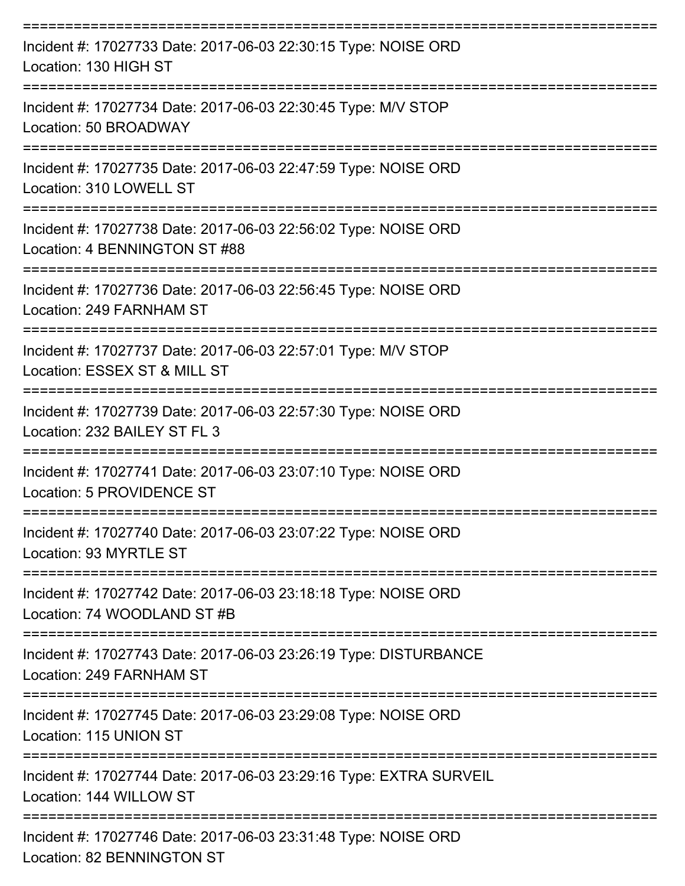===========================================================================

Incident #: 17027733 Date: 2017-06-03 22:30:15 Type: NOISE ORD
Location: 130 HIGH ST

===========================================================================

Incident #: 17027734 Date: 2017-06-03 22:30:45 Type: M/V STOP
Location: 50 BROADWAY

===========================================================================

Incident #: 17027735 Date: 2017-06-03 22:47:59 Type: NOISE ORD
Location: 310 LOWELL ST

===========================================================================

Incident #: 17027738 Date: 2017-06-03 22:56:02 Type: NOISE ORD
Location: 4 BENNINGTON ST #88

===========================================================================

Incident #: 17027736 Date: 2017-06-03 22:56:45 Type: NOISE ORD
Location: 249 FARNHAM ST

===========================================================================

Incident #: 17027737 Date: 2017-06-03 22:57:01 Type: M/V STOP
Location: ESSEX ST & MILL ST

===========================================================================

Incident #: 17027739 Date: 2017-06-03 22:57:30 Type: NOISE ORD
Location: 232 BAILEY ST FL 3

===========================================================================

Incident #: 17027741 Date: 2017-06-03 23:07:10 Type: NOISE ORD
Location: 5 PROVIDENCE ST

===========================================================================

Incident #: 17027740 Date: 2017-06-03 23:07:22 Type: NOISE ORD
Location: 93 MYRTLE ST

===========================================================================

Incident #: 17027742 Date: 2017-06-03 23:18:18 Type: NOISE ORD
Location: 74 WOODLAND ST #B

===========================================================================

Incident #: 17027743 Date: 2017-06-03 23:26:19 Type: DISTURBANCE
Location: 249 FARNHAM ST

===========================================================================

Incident #: 17027745 Date: 2017-06-03 23:29:08 Type: NOISE ORD
Location: 115 UNION ST

===========================================================================

Incident #: 17027744 Date: 2017-06-03 23:29:16 Type: EXTRA SURVEIL
Location: 144 WILLOW ST

===========================================================================

Incident #: 17027746 Date: 2017-06-03 23:31:48 Type: NOISE ORD
Location: 82 BENNINGTON ST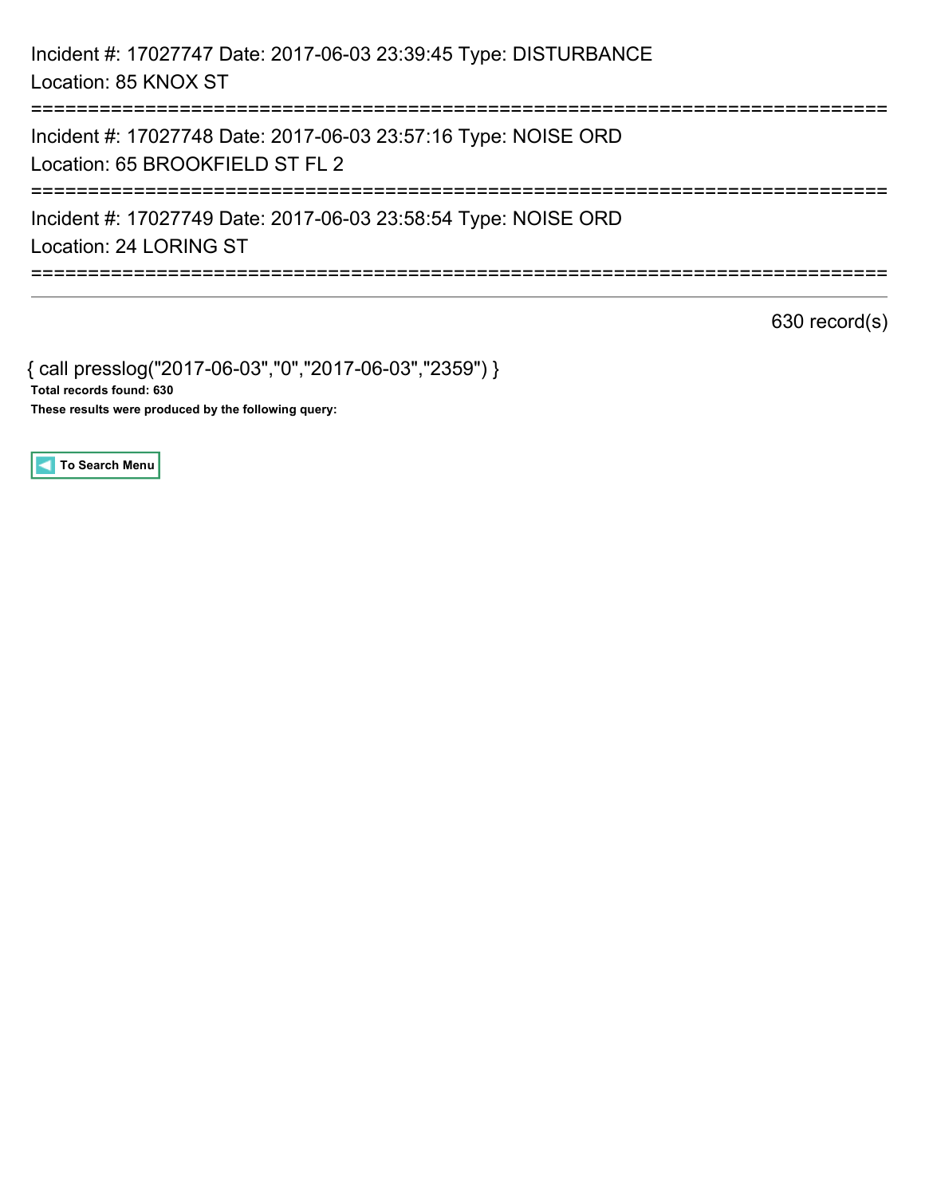Incident #: 17027747 Date: 2017-06-03 23:39:45 Type: DISTURBANCE
Location: 85 KNOX ST

===========================================================================

Incident #: 17027748 Date: 2017-06-03 23:57:16 Type: NOISE ORD
Location: 65 BROOKFIELD ST FL 2

===========================================================================

Incident #: 17027749 Date: 2017-06-03 23:58:54 Type: NOISE ORD
Location: 24 LORING ST

===========================================================================

---

630 record(s)

{ call presslog("2017-06-03","0","2017-06-03","2359") }

**Total records found: 630**

**These results were produced by the following query:**

**To Search Menu**